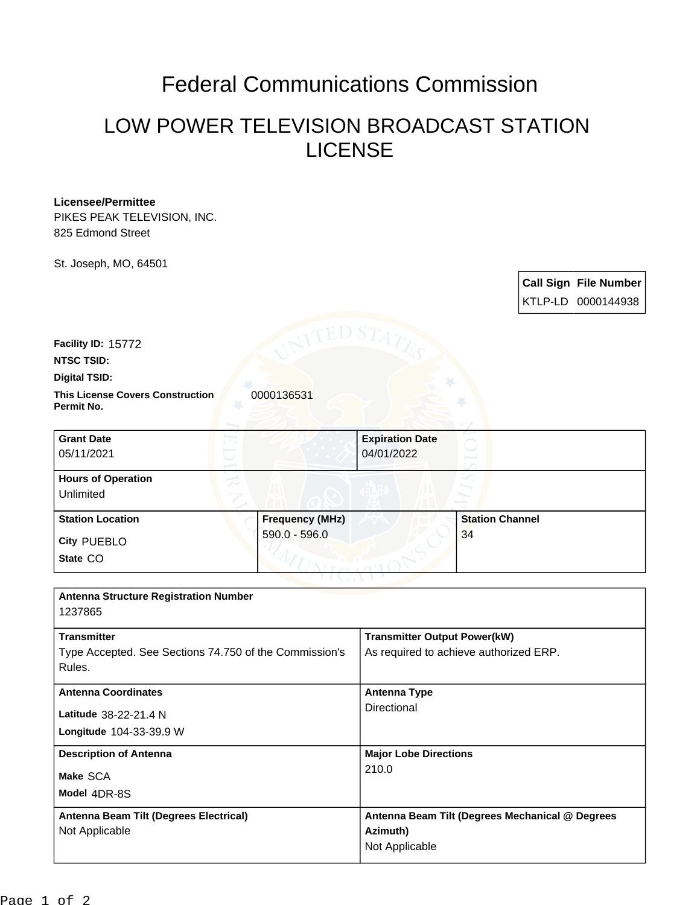# Federal Communications Commission

## LOW POWER TELEVISION BROADCAST STATION LICENSE

**Licensee/Permittee**
PIKES PEAK TELEVISION, INC.
825 Edmond Street

St. Joseph, MO, 64501

| Call Sign | File Number |
|---|---|
| KTLP-LD | 0000144938 |

**Facility ID:** 15772
**NTSC TSID:**
**Digital TSID:**
**This License Covers Construction Permit No.** 0000136531

| Grant Date | Expiration Date |
|---|---|
| 05/11/2021 | 04/01/2022 |

**Hours of Operation**
Unlimited

| Station Location | Frequency (MHz) | Station Channel |
|---|---|---|
| City PUEBLO<br>State CO | 590.0 - 596.0 | 34 |

**Antenna Structure Registration Number**
1237865

| Transmitter | Transmitter Output Power(kW) |
|---|---|
| Type Accepted. See Sections 74.750 of the Commission's Rules. | As required to achieve authorized ERP. |

| Antenna Coordinates | Antenna Type |
|---|---|
| Latitude 38-22-21.4 N<br>Longitude 104-33-39.9 W | Directional |

| Description of Antenna | Major Lobe Directions |
|---|---|
| Make SCA<br>Model 4DR-8S | 210.0 |

| Antenna Beam Tilt (Degrees Electrical) | Antenna Beam Tilt (Degrees Mechanical @ Degrees Azimuth) |
|---|---|
| Not Applicable | Not Applicable |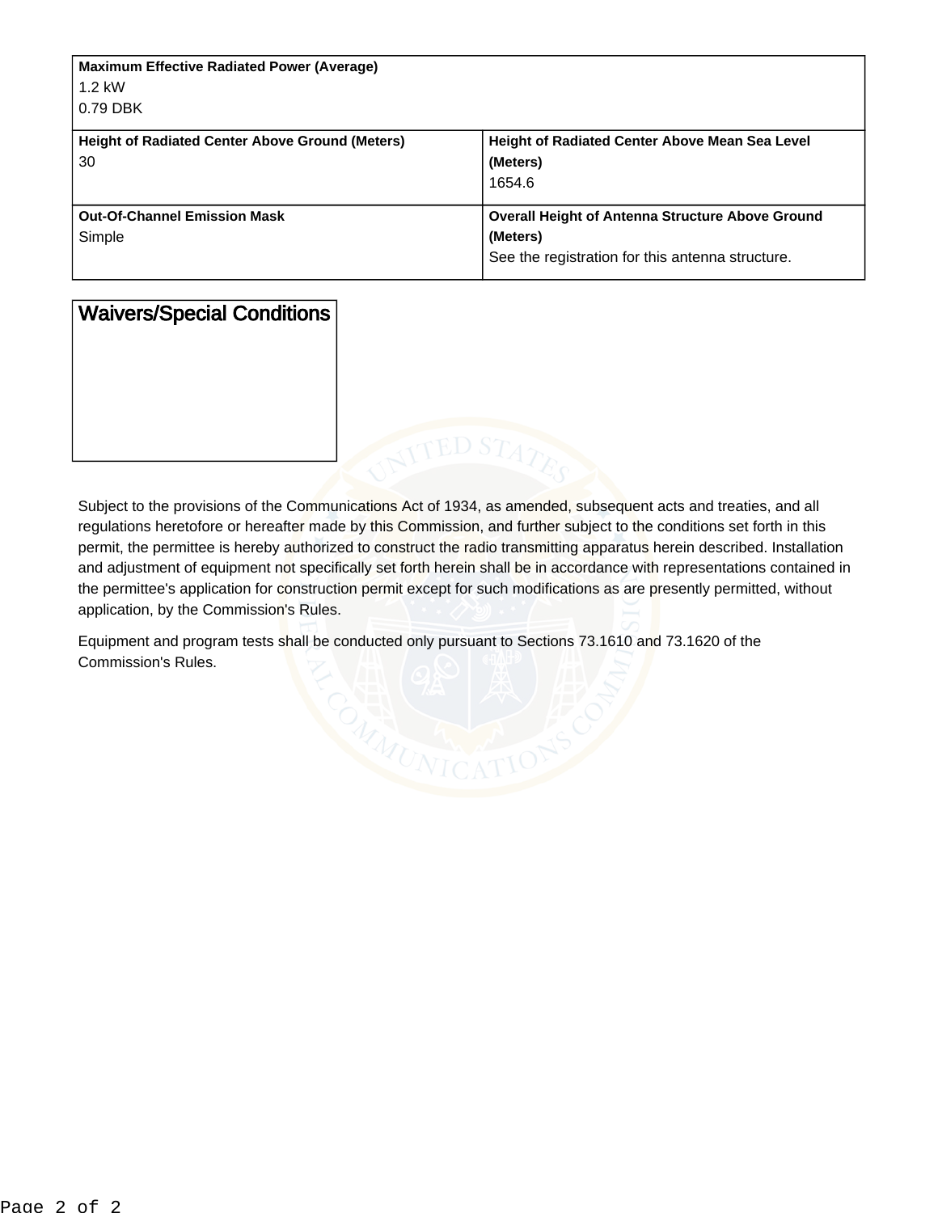| | |
|---|---|
| **Maximum Effective Radiated Power (Average)**<br>1.2 kW<br>0.79 DBK | |
| **Height of Radiated Center Above Ground (Meters)**<br>30 | **Height of Radiated Center Above Mean Sea Level (Meters)**<br>1654.6 |
| **Out-Of-Channel Emission Mask**<br>Simple | **Overall Height of Antenna Structure Above Ground (Meters)**<br>See the registration for this antenna structure. |

## Waivers/Special Conditions

Subject to the provisions of the Communications Act of 1934, as amended, subsequent acts and treaties, and all regulations heretofore or hereafter made by this Commission, and further subject to the conditions set forth in this permit, the permittee is hereby authorized to construct the radio transmitting apparatus herein described. Installation and adjustment of equipment not specifically set forth herein shall be in accordance with representations contained in the permittee's application for construction permit except for such modifications as are presently permitted, without application, by the Commission's Rules.

Equipment and program tests shall be conducted only pursuant to Sections 73.1610 and 73.1620 of the Commission's Rules.